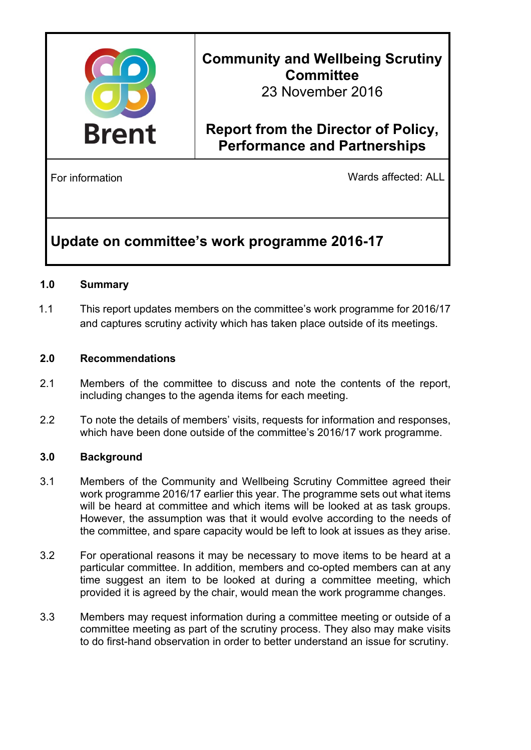Brent

# Community and Wellbeing Scrutiny Committee

23 November 2016

## Report from the Director of Policy, Performance and Partnerships

For information

Wards affected: ALL

# Update on committee's work programme 2016-17

## 1.0 Summary

1.1 This report updates members on the committee's work programme for 2016/17 and captures scrutiny activity which has taken place outside of its meetings.

## 2.0 Recommendations

2.1 Members of the committee to discuss and note the contents of the report, including changes to the agenda items for each meeting.

2.2 To note the details of members' visits, requests for information and responses, which have been done outside of the committee's 2016/17 work programme.

## 3.0 Background

3.1 Members of the Community and Wellbeing Scrutiny Committee agreed their work programme 2016/17 earlier this year. The programme sets out what items will be heard at committee and which items will be looked at as task groups. However, the assumption was that it would evolve according to the needs of the committee, and spare capacity would be left to look at issues as they arise.

3.2 For operational reasons it may be necessary to move items to be heard at a particular committee. In addition, members and co-opted members can at any time suggest an item to be looked at during a committee meeting, which provided it is agreed by the chair, would mean the work programme changes.

3.3 Members may request information during a committee meeting or outside of a committee meeting as part of the scrutiny process. They also may make visits to do first-hand observation in order to better understand an issue for scrutiny.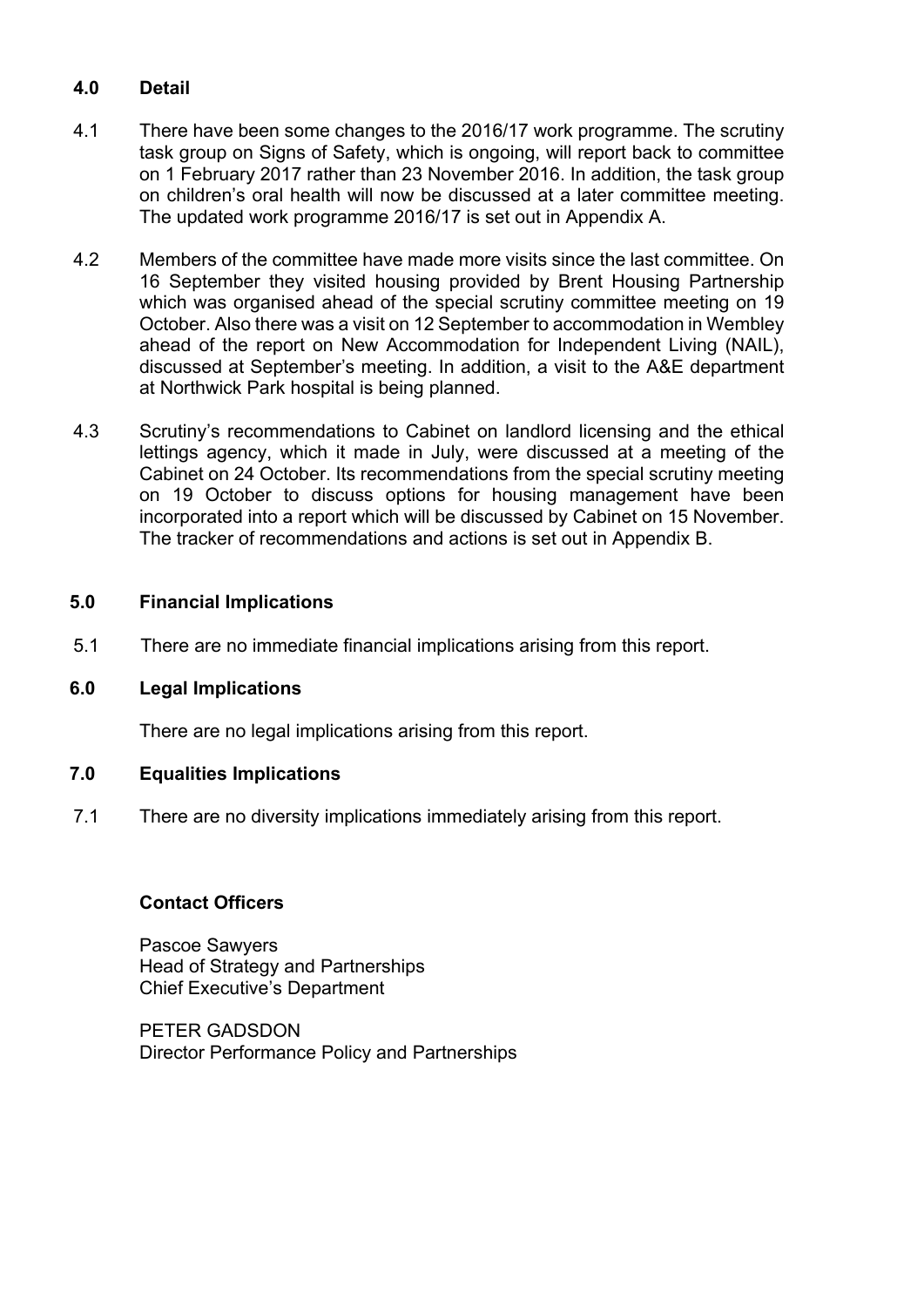## 4.0 Detail

4.1 There have been some changes to the 2016/17 work programme. The scrutiny task group on Signs of Safety, which is ongoing, will report back to committee on 1 February 2017 rather than 23 November 2016. In addition, the task group on children's oral health will now be discussed at a later committee meeting. The updated work programme 2016/17 is set out in Appendix A.

4.2 Members of the committee have made more visits since the last committee. On 16 September they visited housing provided by Brent Housing Partnership which was organised ahead of the special scrutiny committee meeting on 19 October. Also there was a visit on 12 September to accommodation in Wembley ahead of the report on New Accommodation for Independent Living (NAIL), discussed at September's meeting. In addition, a visit to the A&E department at Northwick Park hospital is being planned.

4.3 Scrutiny's recommendations to Cabinet on landlord licensing and the ethical lettings agency, which it made in July, were discussed at a meeting of the Cabinet on 24 October. Its recommendations from the special scrutiny meeting on 19 October to discuss options for housing management have been incorporated into a report which will be discussed by Cabinet on 15 November. The tracker of recommendations and actions is set out in Appendix B.

## 5.0 Financial Implications

5.1 There are no immediate financial implications arising from this report.

## 6.0 Legal Implications

There are no legal implications arising from this report.

## 7.0 Equalities Implications

7.1 There are no diversity implications immediately arising from this report.

**Contact Officers**

Pascoe Sawyers
Head of Strategy and Partnerships
Chief Executive's Department

PETER GADSDON
Director Performance Policy and Partnerships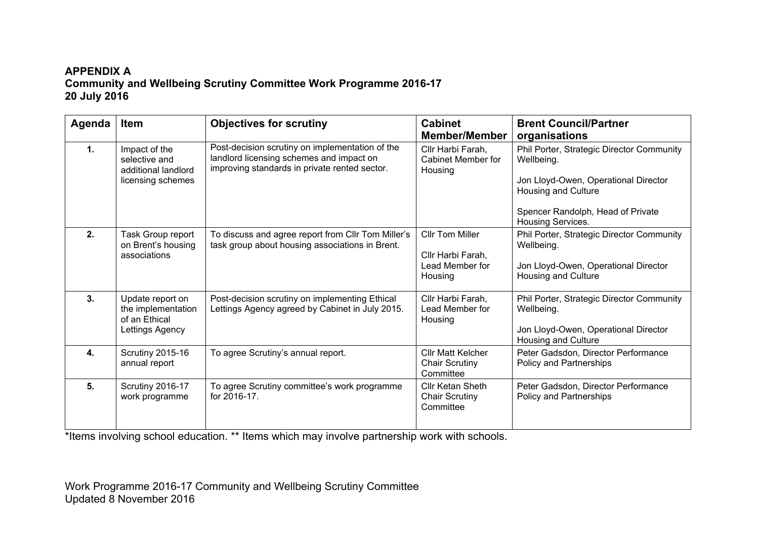**APPENDIX A**
**Community and Wellbeing Scrutiny Committee Work Programme 2016-17**
**20 July 2016**

| Agenda | Item | Objectives for scrutiny | Cabinet Member/Member | Brent Council/Partner organisations |
|---|---|---|---|---|
| **1.** | Impact of the selective and additional landlord licensing schemes | Post-decision scrutiny on implementation of the landlord licensing schemes and impact on improving standards in private rented sector. | Cllr Harbi Farah, Cabinet Member for Housing | Phil Porter, Strategic Director Community Wellbeing.<br><br>Jon Lloyd-Owen, Operational Director Housing and Culture<br><br>Spencer Randolph, Head of Private Housing Services. |
| **2.** | Task Group report on Brent's housing associations | To discuss and agree report from Cllr Tom Miller's task group about housing associations in Brent. | Cllr Tom Miller<br><br>Cllr Harbi Farah, Lead Member for Housing | Phil Porter, Strategic Director Community Wellbeing.<br><br>Jon Lloyd-Owen, Operational Director Housing and Culture |
| **3.** | Update report on the implementation of an Ethical Lettings Agency | Post-decision scrutiny on implementing Ethical Lettings Agency agreed by Cabinet in July 2015. | Cllr Harbi Farah, Lead Member for Housing | Phil Porter, Strategic Director Community Wellbeing.<br><br>Jon Lloyd-Owen, Operational Director Housing and Culture |
| **4.** | Scrutiny 2015-16 annual report | To agree Scrutiny's annual report. | Cllr Matt Kelcher Chair Scrutiny Committee | Peter Gadsdon, Director Performance Policy and Partnerships |
| **5.** | Scrutiny 2016-17 work programme | To agree Scrutiny committee's work programme for 2016-17. | Cllr Ketan Sheth Chair Scrutiny Committee | Peter Gadsdon, Director Performance Policy and Partnerships |

*Items involving school education. ** Items which may involve partnership work with schools.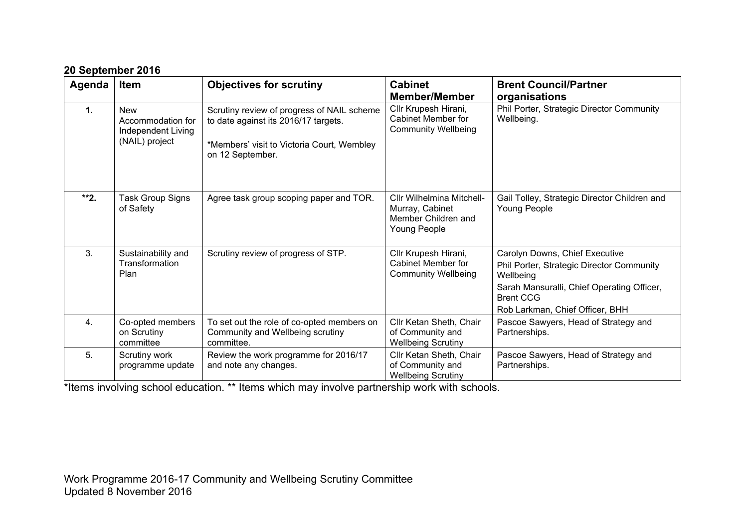**20 September 2016**

| Agenda | Item | Objectives for scrutiny | Cabinet Member/Member | Brent Council/Partner organisations |
|---|---|---|---|---|
| **1.** | New Accommodation for Independent Living (NAIL) project | Scrutiny review of progress of NAIL scheme to date against its 2016/17 targets.<br><br>*Members' visit to Victoria Court, Wembley on 12 September. | Cllr Krupesh Hirani, Cabinet Member for Community Wellbeing | Phil Porter, Strategic Director Community Wellbeing. |
| **\*\*2.** | Task Group Signs of Safety | Agree task group scoping paper and TOR. | Cllr Wilhelmina Mitchell-Murray, Cabinet Member Children and Young People | Gail Tolley, Strategic Director Children and Young People |
| 3. | Sustainability and Transformation Plan | Scrutiny review of progress of STP. | Cllr Krupesh Hirani, Cabinet Member for Community Wellbeing | Carolyn Downs, Chief Executive<br>Phil Porter, Strategic Director Community Wellbeing<br>Sarah Mansuralli, Chief Operating Officer, Brent CCG<br>Rob Larkman, Chief Officer, BHH |
| 4. | Co-opted members on Scrutiny committee | To set out the role of co-opted members on Community and Wellbeing scrutiny committee. | Cllr Ketan Sheth, Chair of Community and Wellbeing Scrutiny | Pascoe Sawyers, Head of Strategy and Partnerships. |
| 5. | Scrutiny work programme update | Review the work programme for 2016/17 and note any changes. | Cllr Ketan Sheth, Chair of Community and Wellbeing Scrutiny | Pascoe Sawyers, Head of Strategy and Partnerships. |

*Items involving school education. ** Items which may involve partnership work with schools.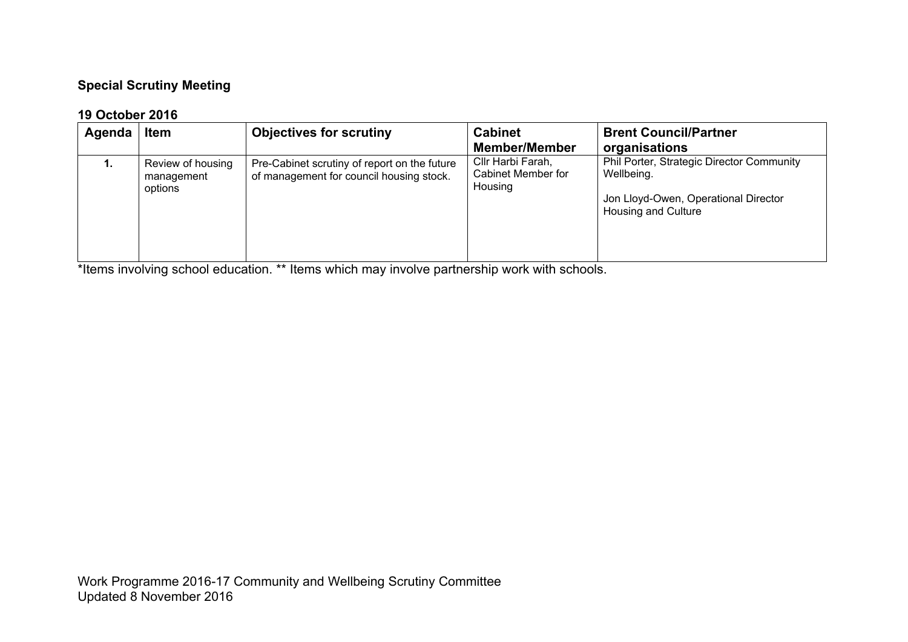**Special Scrutiny Meeting**

**19 October 2016**

| Agenda | Item | Objectives for scrutiny | Cabinet Member/Member | Brent Council/Partner organisations |
|---|---|---|---|---|
| 1. | Review of housing management options | Pre-Cabinet scrutiny of report on the future of management for council housing stock. | Cllr Harbi Farah, Cabinet Member for Housing | Phil Porter, Strategic Director Community Wellbeing.<br><br>Jon Lloyd-Owen, Operational Director Housing and Culture |

*Items involving school education. ** Items which may involve partnership work with schools.

Work Programme 2016-17 Community and Wellbeing Scrutiny Committee
Updated 8 November 2016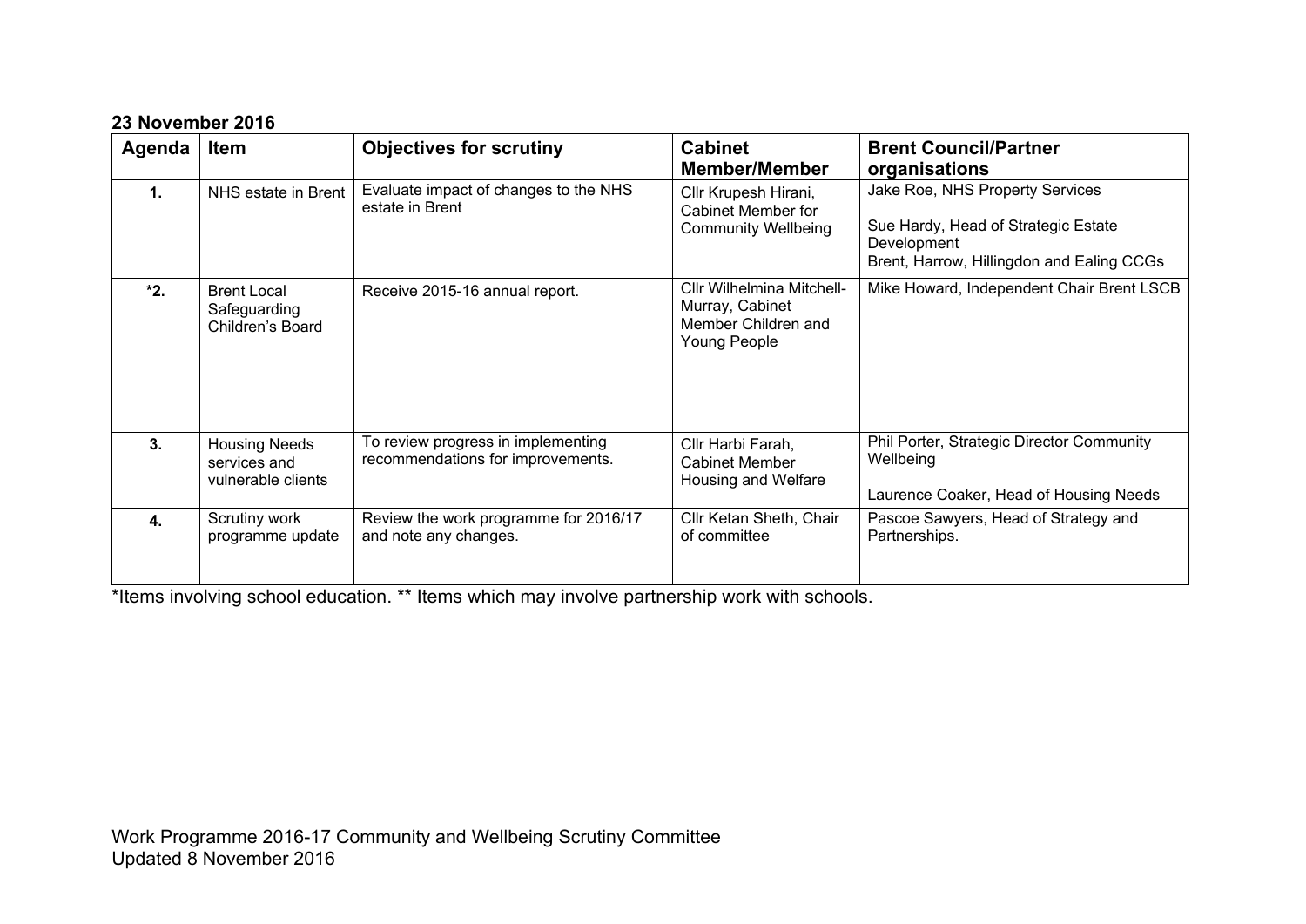**23 November 2016**

| Agenda | Item | Objectives for scrutiny | Cabinet Member/Member | Brent Council/Partner organisations |
|---|---|---|---|---|
| **1.** | NHS estate in Brent | Evaluate impact of changes to the NHS estate in Brent | Cllr Krupesh Hirani, Cabinet Member for Community Wellbeing | Jake Roe, NHS Property Services<br><br>Sue Hardy, Head of Strategic Estate Development<br>Brent, Harrow, Hillingdon and Ealing CCGs |
| **\*2.** | Brent Local Safeguarding Children's Board | Receive 2015-16 annual report. | Cllr Wilhelmina Mitchell-Murray, Cabinet Member Children and Young People | Mike Howard, Independent Chair Brent LSCB |
| **3.** | Housing Needs services and vulnerable clients | To review progress in implementing recommendations for improvements. | Cllr Harbi Farah, Cabinet Member Housing and Welfare | Phil Porter, Strategic Director Community Wellbeing<br><br>Laurence Coaker, Head of Housing Needs |
| **4.** | Scrutiny work programme update | Review the work programme for 2016/17 and note any changes. | Cllr Ketan Sheth, Chair of committee | Pascoe Sawyers, Head of Strategy and Partnerships. |

*Items involving school education. ** Items which may involve partnership work with schools.

Work Programme 2016-17 Community and Wellbeing Scrutiny Committee
Updated 8 November 2016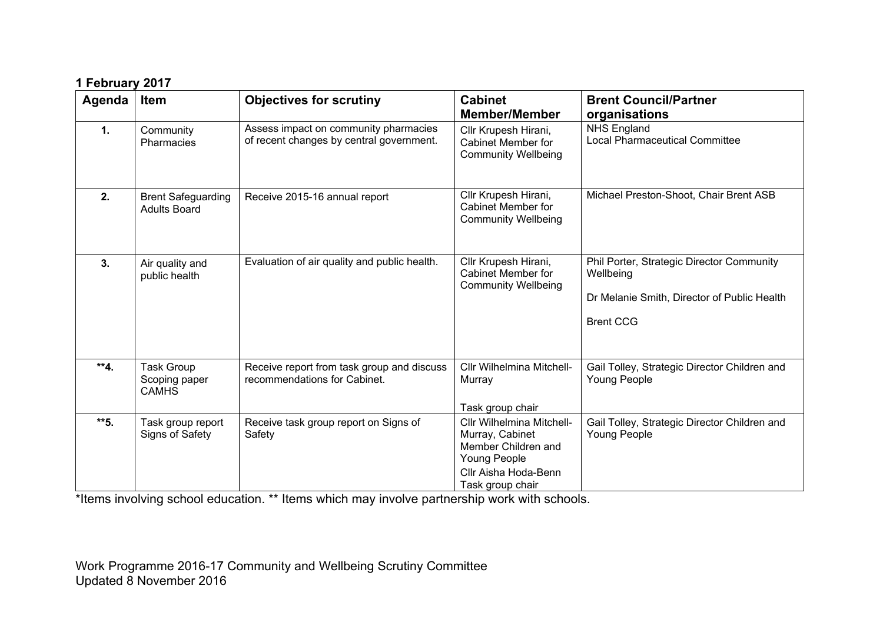**1 February 2017**

| Agenda | Item | Objectives for scrutiny | Cabinet Member/Member | Brent Council/Partner organisations |
|---|---|---|---|---|
| **1.** | Community Pharmacies | Assess impact on community pharmacies of recent changes by central government. | Cllr Krupesh Hirani, Cabinet Member for Community Wellbeing | NHS England<br>Local Pharmaceutical Committee |
| **2.** | Brent Safeguarding Adults Board | Receive 2015-16 annual report | Cllr Krupesh Hirani, Cabinet Member for Community Wellbeing | Michael Preston-Shoot, Chair Brent ASB |
| **3.** | Air quality and public health | Evaluation of air quality and public health. | Cllr Krupesh Hirani, Cabinet Member for Community Wellbeing | Phil Porter, Strategic Director Community Wellbeing<br><br>Dr Melanie Smith, Director of Public Health<br><br>Brent CCG |
| **\*\*4.** | Task Group Scoping paper CAMHS | Receive report from task group and discuss recommendations for Cabinet. | Cllr Wilhelmina Mitchell-Murray<br><br>Task group chair | Gail Tolley, Strategic Director Children and Young People |
| **\*\*5.** | Task group report Signs of Safety | Receive task group report on Signs of Safety | Cllr Wilhelmina Mitchell-Murray, Cabinet Member Children and Young People<br>Cllr Aisha Hoda-Benn Task group chair | Gail Tolley, Strategic Director Children and Young People |

*Items involving school education. ** Items which may involve partnership work with schools.

Work Programme 2016-17 Community and Wellbeing Scrutiny Committee
Updated 8 November 2016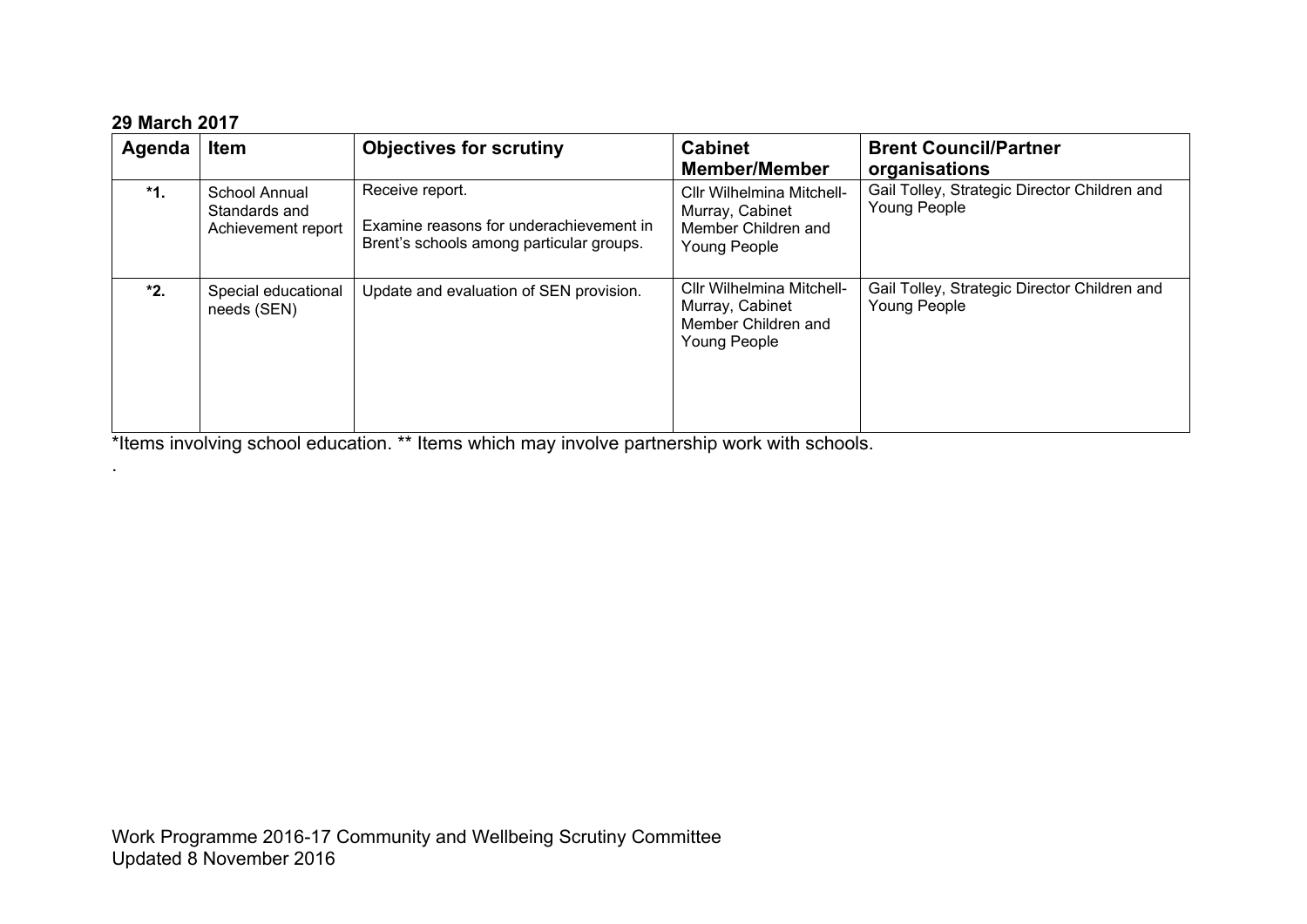**29 March 2017**

| Agenda | Item | Objectives for scrutiny | Cabinet Member/Member | Brent Council/Partner organisations |
|---|---|---|---|---|
| *1. | School Annual Standards and Achievement report | Receive report. Examine reasons for underachievement in Brent's schools among particular groups. | Cllr Wilhelmina Mitchell-Murray, Cabinet Member Children and Young People | Gail Tolley, Strategic Director Children and Young People |
| *2. | Special educational needs (SEN) | Update and evaluation of SEN provision. | Cllr Wilhelmina Mitchell-Murray, Cabinet Member Children and Young People | Gail Tolley, Strategic Director Children and Young People |

*Items involving school education. ** Items which may involve partnership work with schools.

.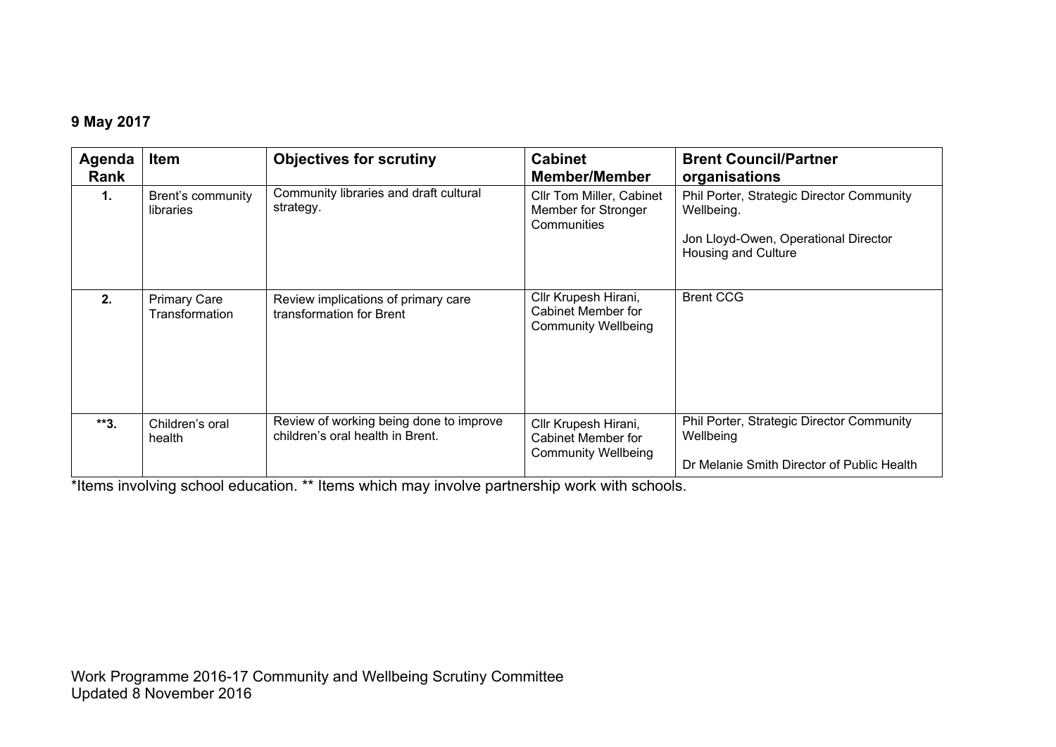**9 May 2017**

| Agenda Rank | Item | Objectives for scrutiny | Cabinet Member/Member | Brent Council/Partner organisations |
|---|---|---|---|---|
| 1. | Brent's community libraries | Community libraries and draft cultural strategy. | Cllr Tom Miller, Cabinet Member for Stronger Communities | Phil Porter, Strategic Director Community Wellbeing.<br><br>Jon Lloyd-Owen, Operational Director Housing and Culture |
| 2. | Primary Care Transformation | Review implications of primary care transformation for Brent | Cllr Krupesh Hirani, Cabinet Member for Community Wellbeing | Brent CCG |
| **3. | Children's oral health | Review of working being done to improve children's oral health in Brent. | Cllr Krupesh Hirani, Cabinet Member for Community Wellbeing | Phil Porter, Strategic Director Community Wellbeing<br><br>Dr Melanie Smith Director of Public Health |

*Items involving school education. ** Items which may involve partnership work with schools.

Work Programme 2016-17 Community and Wellbeing Scrutiny Committee
Updated 8 November 2016